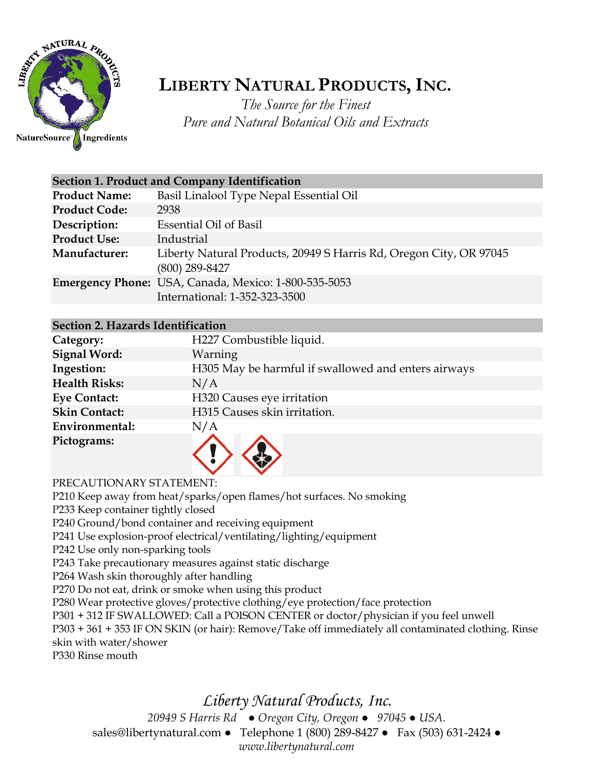# LIBERTY NATURAL PRODUCTS, INC.

*The Source for the Finest*
*Pure and Natural Botanical Oils and Extracts*

| Section 1. Product and Company Identification | |
|---|---|
| **Product Name:** | Basil Linalool Type Nepal Essential Oil |
| **Product Code:** | 2938 |
| **Description:** | Essential Oil of Basil |
| **Product Use:** | Industrial |
| **Manufacturer:** | Liberty Natural Products, 20949 S Harris Rd, Oregon City, OR 97045 (800) 289-8427 |
| **Emergency Phone:** | USA, Canada, Mexico: 1-800-535-5053<br>International: 1-352-323-3500 |

| Section 2. Hazards Identification | |
|---|---|
| **Category:** | H227 Combustible liquid. |
| **Signal Word:** | Warning |
| **Ingestion:** | H305 May be harmful if swallowed and enters airways |
| **Health Risks:** | N/A |
| **Eye Contact:** | H320 Causes eye irritation |
| **Skin Contact:** | H315 Causes skin irritation. |
| **Environmental:** | N/A |
| **Pictograms:** | |

PRECAUTIONARY STATEMENT:

P210 Keep away from heat/sparks/open flames/hot surfaces. No smoking
P233 Keep container tightly closed
P240 Ground/bond container and receiving equipment
P241 Use explosion-proof electrical/ventilating/lighting/equipment
P242 Use only non-sparking tools
P243 Take precautionary measures against static discharge
P264 Wash skin thoroughly after handling
P270 Do not eat, drink or smoke when using this product
P280 Wear protective gloves/protective clothing/eye protection/face protection
P301 + 312 IF SWALLOWED: Call a POISON CENTER or doctor/physician if you feel unwell
P303 + 361 + 353 IF ON SKIN (or hair): Remove/Take off immediately all contaminated clothing. Rinse skin with water/shower
P330 Rinse mouth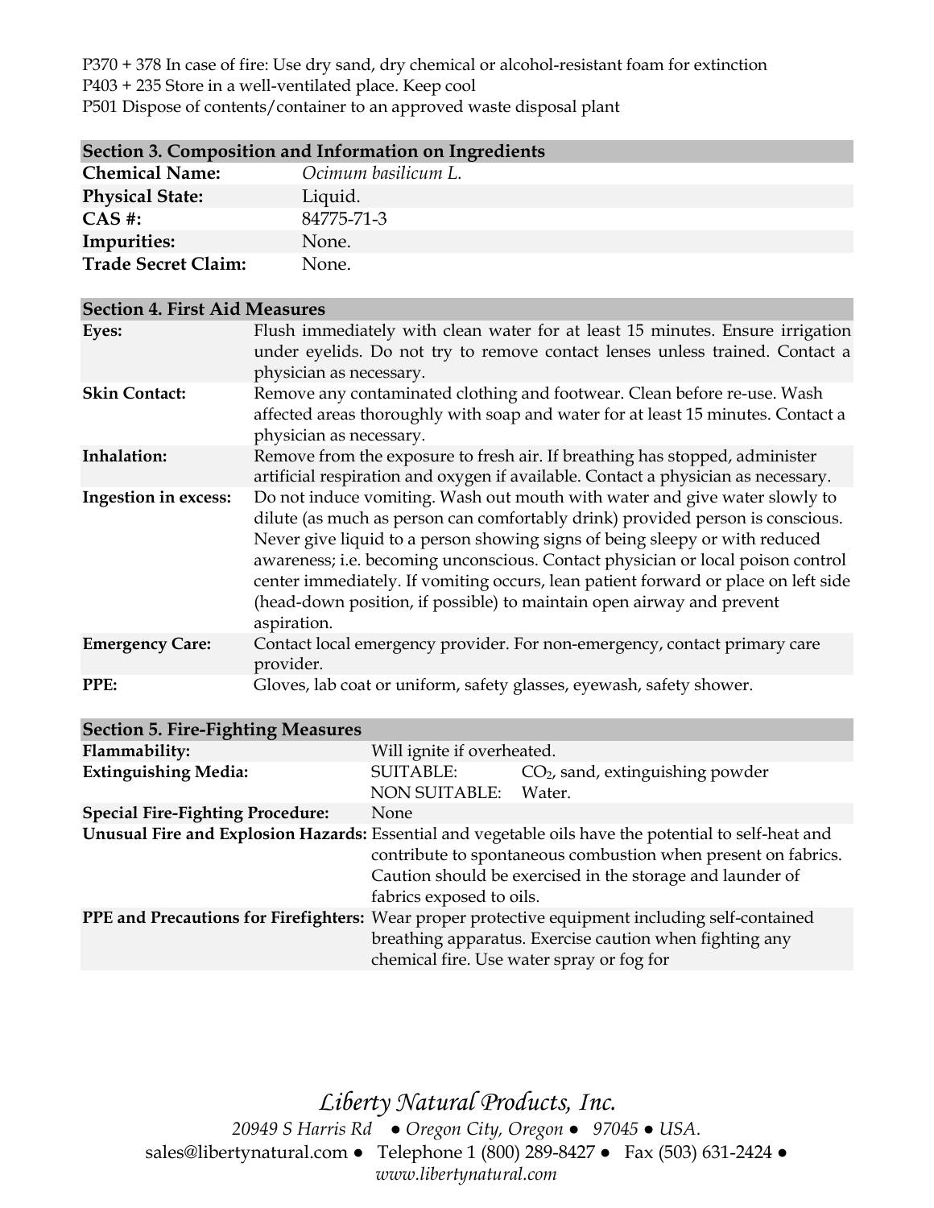P370 + 378 In case of fire: Use dry sand, dry chemical or alcohol-resistant foam for extinction
P403 + 235 Store in a well-ventilated place. Keep cool
P501 Dispose of contents/container to an approved waste disposal plant

## Section 3. Composition and Information on Ingredients

| | |
|---|---|
| **Chemical Name:** | *Ocimum basilicum L.* |
| **Physical State:** | Liquid. |
| **CAS #:** | 84775-71-3 |
| **Impurities:** | None. |
| **Trade Secret Claim:** | None. |

## Section 4. First Aid Measures

| | |
|---|---|
| **Eyes:** | Flush immediately with clean water for at least 15 minutes. Ensure irrigation under eyelids. Do not try to remove contact lenses unless trained. Contact a physician as necessary. |
| **Skin Contact:** | Remove any contaminated clothing and footwear. Clean before re-use. Wash affected areas thoroughly with soap and water for at least 15 minutes. Contact a physician as necessary. |
| **Inhalation:** | Remove from the exposure to fresh air. If breathing has stopped, administer artificial respiration and oxygen if available. Contact a physician as necessary. |
| **Ingestion in excess:** | Do not induce vomiting. Wash out mouth with water and give water slowly to dilute (as much as person can comfortably drink) provided person is conscious. Never give liquid to a person showing signs of being sleepy or with reduced awareness; i.e. becoming unconscious. Contact physician or local poison control center immediately. If vomiting occurs, lean patient forward or place on left side (head-down position, if possible) to maintain open airway and prevent aspiration. |
| **Emergency Care:** | Contact local emergency provider. For non-emergency, contact primary care provider. |
| **PPE:** | Gloves, lab coat or uniform, safety glasses, eyewash, safety shower. |

## Section 5. Fire-Fighting Measures

| | | |
|---|---|---|
| **Flammability:** | Will ignite if overheated. | |
| **Extinguishing Media:** | SUITABLE: | $CO_2$, sand, extinguishing powder |
| | NON SUITABLE: | Water. |
| **Special Fire-Fighting Procedure:** | None | |
| **Unusual Fire and Explosion Hazards:** | Essential and vegetable oils have the potential to self-heat and contribute to spontaneous combustion when present on fabrics. Caution should be exercised in the storage and launder of fabrics exposed to oils. | |
| **PPE and Precautions for Firefighters:** | Wear proper protective equipment including self-contained breathing apparatus. Exercise caution when fighting any chemical fire. Use water spray or fog for | |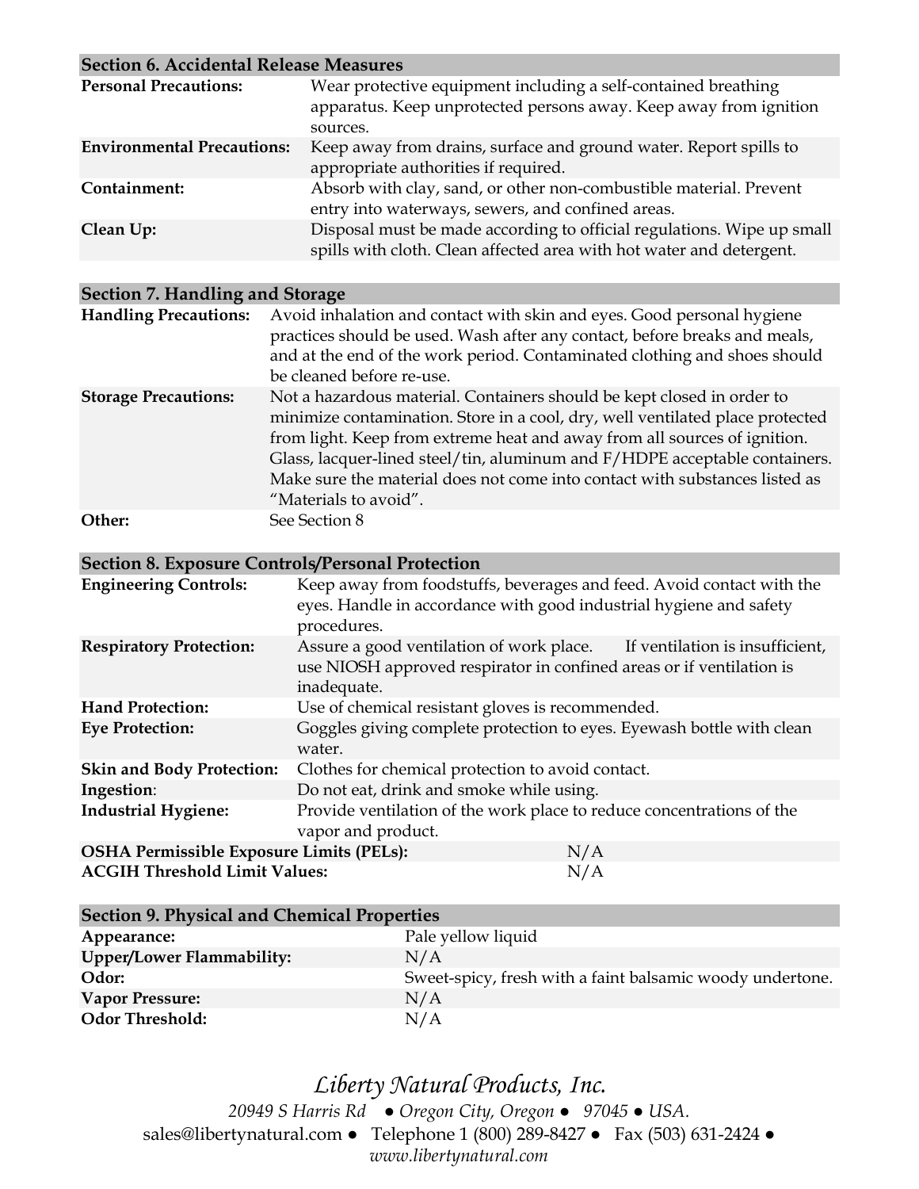## Section 6. Accidental Release Measures

| | |
|---|---|
| **Personal Precautions:** | Wear protective equipment including a self-contained breathing apparatus. Keep unprotected persons away. Keep away from ignition sources. |
| **Environmental Precautions:** | Keep away from drains, surface and ground water. Report spills to appropriate authorities if required. |
| **Containment:** | Absorb with clay, sand, or other non-combustible material. Prevent entry into waterways, sewers, and confined areas. |
| **Clean Up:** | Disposal must be made according to official regulations. Wipe up small spills with cloth. Clean affected area with hot water and detergent. |

## Section 7. Handling and Storage

| | |
|---|---|
| **Handling Precautions:** | Avoid inhalation and contact with skin and eyes. Good personal hygiene practices should be used. Wash after any contact, before breaks and meals, and at the end of the work period. Contaminated clothing and shoes should be cleaned before re-use. |
| **Storage Precautions:** | Not a hazardous material. Containers should be kept closed in order to minimize contamination. Store in a cool, dry, well ventilated place protected from light. Keep from extreme heat and away from all sources of ignition. Glass, lacquer-lined steel/tin, aluminum and F/HDPE acceptable containers. Make sure the material does not come into contact with substances listed as "Materials to avoid". |
| **Other:** | See Section 8 |

## Section 8. Exposure Controls/Personal Protection

| | |
|---|---|
| **Engineering Controls:** | Keep away from foodstuffs, beverages and feed. Avoid contact with the eyes. Handle in accordance with good industrial hygiene and safety procedures. |
| **Respiratory Protection:** | Assure a good ventilation of work place. If ventilation is insufficient, use NIOSH approved respirator in confined areas or if ventilation is inadequate. |
| **Hand Protection:** | Use of chemical resistant gloves is recommended. |
| **Eye Protection:** | Goggles giving complete protection to eyes. Eyewash bottle with clean water. |
| **Skin and Body Protection:** | Clothes for chemical protection to avoid contact. |
| **Ingestion**: | Do not eat, drink and smoke while using. |
| **Industrial Hygiene:** | Provide ventilation of the work place to reduce concentrations of the vapor and product. |
| **OSHA Permissible Exposure Limits (PELs):** | N/A |
| **ACGIH Threshold Limit Values:** | N/A |

## Section 9. Physical and Chemical Properties

| | |
|---|---|
| **Appearance:** | Pale yellow liquid |
| **Upper/Lower Flammability:** | N/A |
| **Odor:** | Sweet-spicy, fresh with a faint balsamic woody undertone. |
| **Vapor Pressure:** | N/A |
| **Odor Threshold:** | N/A |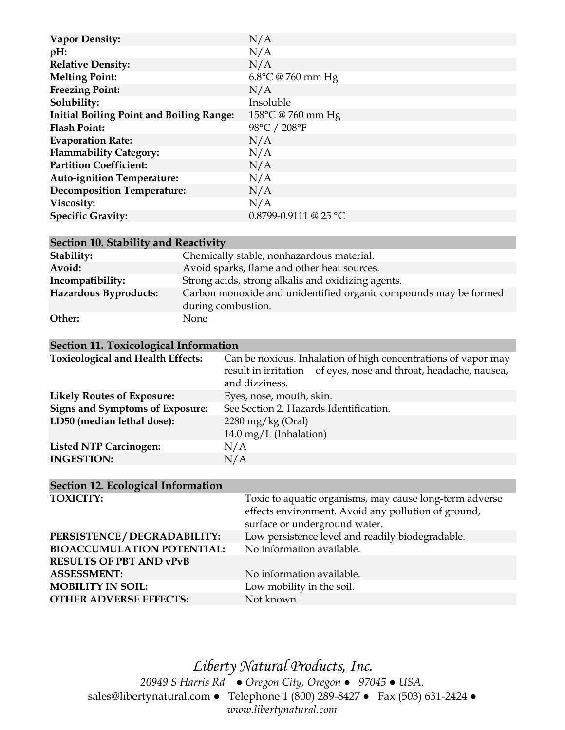| | |
|---|---|
| **Vapor Density:** | N/A |
| **pH:** | N/A |
| **Relative Density:** | N/A |
| **Melting Point:** | 6.8°C @ 760 mm Hg |
| **Freezing Point:** | N/A |
| **Solubility:** | Insoluble |
| **Initial Boiling Point and Boiling Range:** | 158°C @ 760 mm Hg |
| **Flash Point:** | 98°C / 208°F |
| **Evaporation Rate:** | N/A |
| **Flammability Category:** | N/A |
| **Partition Coefficient:** | N/A |
| **Auto-ignition Temperature:** | N/A |
| **Decomposition Temperature:** | N/A |
| **Viscosity:** | N/A |
| **Specific Gravity:** | 0.8799-0.9111 @ 25 °C |

## Section 10. Stability and Reactivity

| | |
|---|---|
| **Stability:** | Chemically stable, nonhazardous material. |
| **Avoid:** | Avoid sparks, flame and other heat sources. |
| **Incompatibility:** | Strong acids, strong alkalis and oxidizing agents. |
| **Hazardous Byproducts:** | Carbon monoxide and unidentified organic compounds may be formed during combustion. |
| **Other:** | None |

## Section 11. Toxicological Information

| | |
|---|---|
| **Toxicological and Health Effects:** | Can be noxious. Inhalation of high concentrations of vapor may result in irritation of eyes, nose and throat, headache, nausea, and dizziness. |
| **Likely Routes of Exposure:** | Eyes, nose, mouth, skin. |
| **Signs and Symptoms of Exposure:** | See Section 2. Hazards Identification. |
| **LD50 (median lethal dose):** | 2280 mg/kg (Oral)<br>14.0 mg/L (Inhalation) |
| **Listed NTP Carcinogen:** | N/A |
| **INGESTION:** | N/A |

## Section 12. Ecological Information

| | |
|---|---|
| **TOXICITY:** | Toxic to aquatic organisms, may cause long-term adverse effects environment. Avoid any pollution of ground, surface or underground water. |
| **PERSISTENCE / DEGRADABILITY:** | Low persistence level and readily biodegradable. |
| **BIOACCUMULATION POTENTIAL:** | No information available. |
| **RESULTS OF PBT AND vPvB ASSESSMENT:** | No information available. |
| **MOBILITY IN SOIL:** | Low mobility in the soil. |
| **OTHER ADVERSE EFFECTS:** | Not known. |

*Liberty Natural Products, Inc.*

*20949 S Harris Rd ● Oregon City, Oregon ● 97045 ● USA.*

sales@libertynatural.com ● Telephone 1 (800) 289-8427 ● Fax (503) 631-2424 ●

*www.libertynatural.com*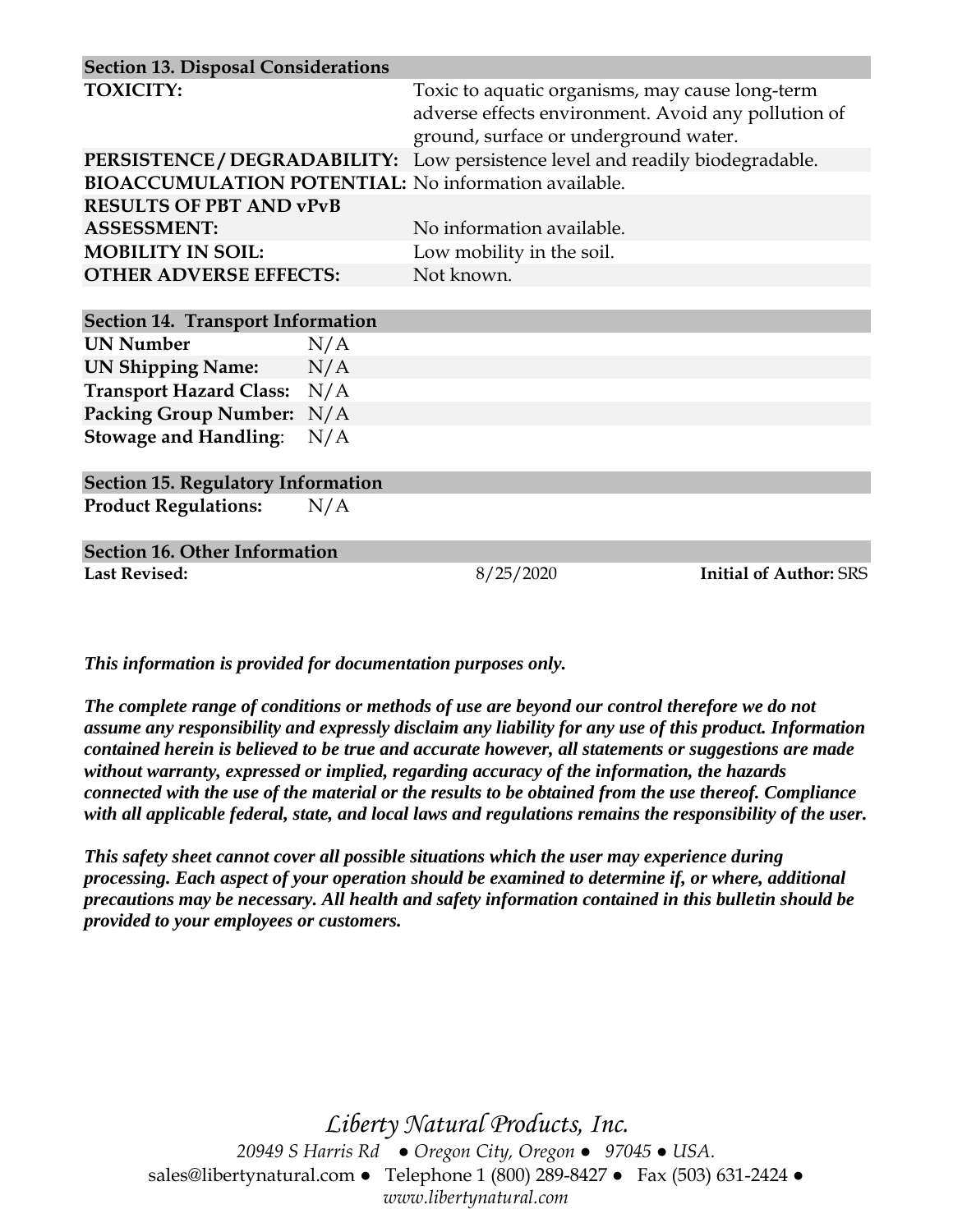## Section 13. Disposal Considerations

| | |
|---|---|
| **TOXICITY:** | Toxic to aquatic organisms, may cause long-term adverse effects environment. Avoid any pollution of ground, surface or underground water. |
| **PERSISTENCE / DEGRADABILITY:** | Low persistence level and readily biodegradable. |
| **BIOACCUMULATION POTENTIAL:** | No information available. |
| **RESULTS OF PBT AND vPvB ASSESSMENT:** | No information available. |
| **MOBILITY IN SOIL:** | Low mobility in the soil. |
| **OTHER ADVERSE EFFECTS:** | Not known. |

## Section 14. Transport Information

| | |
|---|---|
| **UN Number** | N/A |
| **UN Shipping Name:** | N/A |
| **Transport Hazard Class:** | N/A |
| **Packing Group Number:** | N/A |
| **Stowage and Handling**: | N/A |

## Section 15. Regulatory Information

**Product Regulations:** N/A

## Section 16. Other Information

**Last Revised:** 8/25/2020 **Initial of Author:** SRS

***This information is provided for documentation purposes only.***

***The complete range of conditions or methods of use are beyond our control therefore we do not assume any responsibility and expressly disclaim any liability for any use of this product. Information contained herein is believed to be true and accurate however, all statements or suggestions are made without warranty, expressed or implied, regarding accuracy of the information, the hazards connected with the use of the material or the results to be obtained from the use thereof. Compliance with all applicable federal, state, and local laws and regulations remains the responsibility of the user.***

***This safety sheet cannot cover all possible situations which the user may experience during processing. Each aspect of your operation should be examined to determine if, or where, additional precautions may be necessary. All health and safety information contained in this bulletin should be provided to your employees or customers.***

*Liberty Natural Products, Inc.*
*20949 S Harris Rd ● Oregon City, Oregon ● 97045 ● USA.*
sales@libertynatural.com ● Telephone 1 (800) 289-8427 ● Fax (503) 631-2424 ●
*www.libertynatural.com*